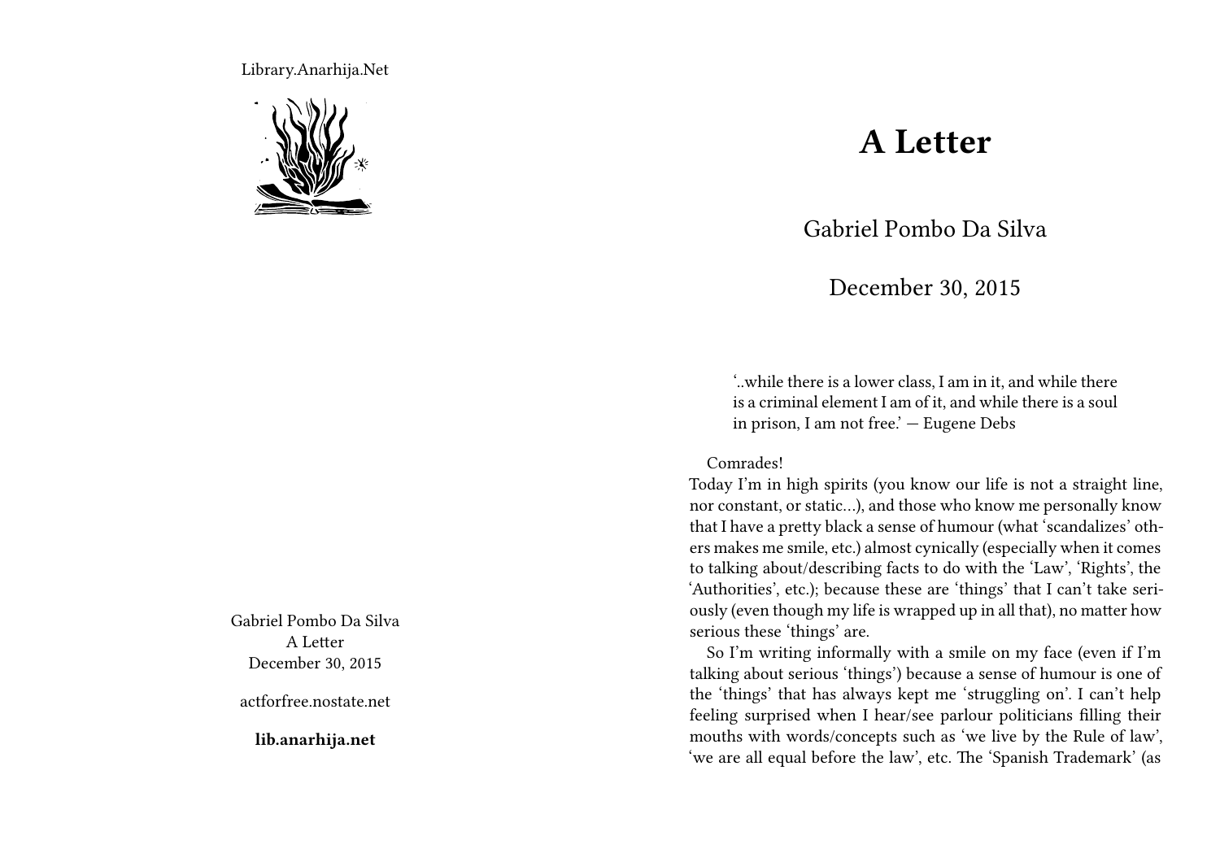Library.Anarhija.Net

Gabriel Pombo Da Silva
A Letter
December 30, 2015

actforfree.nostate.net

**lib.anarhija.net**

# A Letter

Gabriel Pombo Da Silva

December 30, 2015

> '..while there is a lower class, I am in it, and while there is a criminal element I am of it, and while there is a soul in prison, I am not free.' — Eugene Debs

Comrades!

Today I'm in high spirits (you know our life is not a straight line, nor constant, or static…), and those who know me personally know that I have a pretty black a sense of humour (what 'scandalizes' others makes me smile, etc.) almost cynically (especially when it comes to talking about/describing facts to do with the 'Law', 'Rights', the 'Authorities', etc.); because these are 'things' that I can't take seriously (even though my life is wrapped up in all that), no matter how serious these 'things' are.

So I'm writing informally with a smile on my face (even if I'm talking about serious 'things') because a sense of humour is one of the 'things' that has always kept me 'struggling on'. I can't help feeling surprised when I hear/see parlour politicians filling their mouths with words/concepts such as 'we live by the Rule of law', 'we are all equal before the law', etc. The 'Spanish Trademark' (as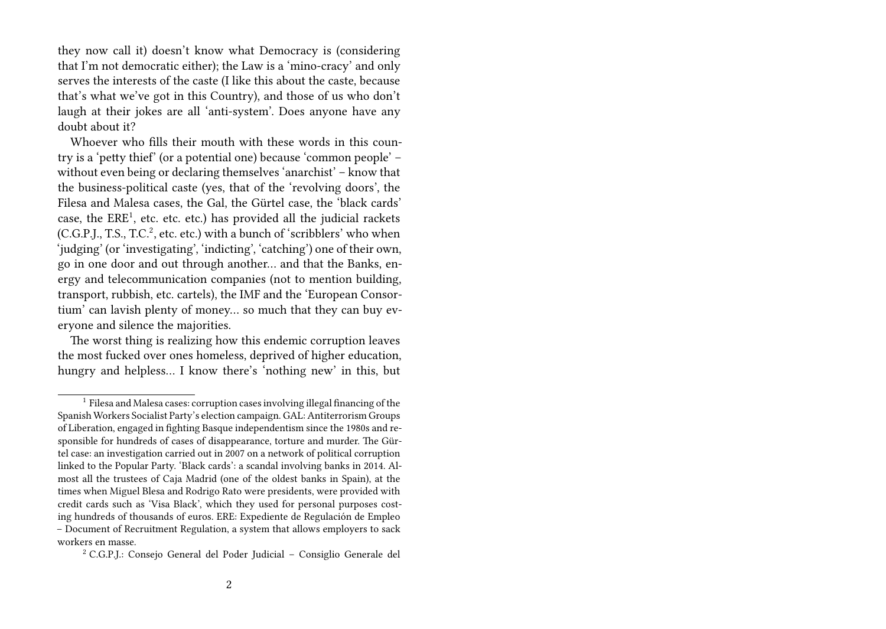they now call it) doesn't know what Democracy is (considering that I'm not democratic either); the Law is a 'mino-cracy' and only serves the interests of the caste (I like this about the caste, because that's what we've got in this Country), and those of us who don't laugh at their jokes are all 'anti-system'. Does anyone have any doubt about it?

Whoever who fills their mouth with these words in this country is a 'petty thief' (or a potential one) because 'common people' – without even being or declaring themselves 'anarchist' – know that the business-political caste (yes, that of the 'revolving doors', the Filesa and Malesa cases, the Gal, the Gürtel case, the 'black cards' case, the ERE[1], etc. etc. etc.) has provided all the judicial rackets (C.G.P.J., T.S., T.C.[2], etc. etc.) with a bunch of 'scribblers' who when 'judging' (or 'investigating', 'indicting', 'catching') one of their own, go in one door and out through another… and that the Banks, energy and telecommunication companies (not to mention building, transport, rubbish, etc. cartels), the IMF and the 'European Consortium' can lavish plenty of money… so much that they can buy everyone and silence the majorities.

The worst thing is realizing how this endemic corruption leaves the most fucked over ones homeless, deprived of higher education, hungry and helpless… I know there's 'nothing new' in this, but

---

[1] Filesa and Malesa cases: corruption cases involving illegal financing of the Spanish Workers Socialist Party's election campaign. GAL: Antiterrorism Groups of Liberation, engaged in fighting Basque independentism since the 1980s and responsible for hundreds of cases of disappearance, torture and murder. The Gürtel case: an investigation carried out in 2007 on a network of political corruption linked to the Popular Party. 'Black cards': a scandal involving banks in 2014. Almost all the trustees of Caja Madrid (one of the oldest banks in Spain), at the times when Miguel Blesa and Rodrigo Rato were presidents, were provided with credit cards such as 'Visa Black', which they used for personal purposes costing hundreds of thousands of euros. ERE: Expediente de Regulación de Empleo – Document of Recruitment Regulation, a system that allows employers to sack workers en masse.

[2] C.G.P.J.: Consejo General del Poder Judicial – Consiglio Generale del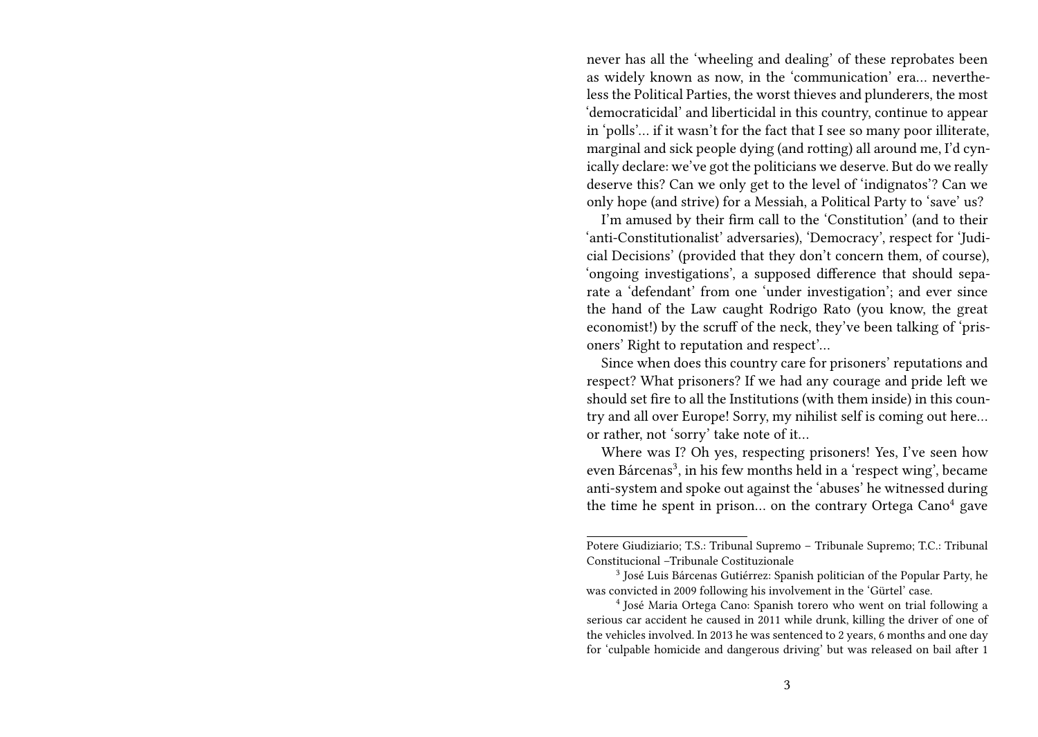never has all the 'wheeling and dealing' of these reprobates been as widely known as now, in the 'communication' era… nevertheless the Political Parties, the worst thieves and plunderers, the most 'democraticidal' and liberticidal in this country, continue to appear in 'polls'… if it wasn't for the fact that I see so many poor illiterate, marginal and sick people dying (and rotting) all around me, I'd cynically declare: we've got the politicians we deserve. But do we really deserve this? Can we only get to the level of 'indignatos'? Can we only hope (and strive) for a Messiah, a Political Party to 'save' us?

I'm amused by their firm call to the 'Constitution' (and to their 'anti-Constitutionalist' adversaries), 'Democracy', respect for 'Judicial Decisions' (provided that they don't concern them, of course), 'ongoing investigations', a supposed difference that should separate a 'defendant' from one 'under investigation'; and ever since the hand of the Law caught Rodrigo Rato (you know, the great economist!) by the scruff of the neck, they've been talking of 'prisoners' Right to reputation and respect'…

Since when does this country care for prisoners' reputations and respect? What prisoners? If we had any courage and pride left we should set fire to all the Institutions (with them inside) in this country and all over Europe! Sorry, my nihilist self is coming out here… or rather, not 'sorry' take note of it…

Where was I? Oh yes, respecting prisoners! Yes, I've seen how even Bárcenas[3], in his few months held in a 'respect wing', became anti-system and spoke out against the 'abuses' he witnessed during the time he spent in prison… on the contrary Ortega Cano[4] gave

---

Potere Giudiziario; T.S.: Tribunal Supremo – Tribunale Supremo; T.C.: Tribunal Constitucional –Tribunale Costituzionale

[3] José Luis Bárcenas Gutiérrez: Spanish politician of the Popular Party, he was convicted in 2009 following his involvement in the 'Gürtel' case.

[4] José Maria Ortega Cano: Spanish torero who went on trial following a serious car accident he caused in 2011 while drunk, killing the driver of one of the vehicles involved. In 2013 he was sentenced to 2 years, 6 months and one day for 'culpable homicide and dangerous driving' but was released on bail after 1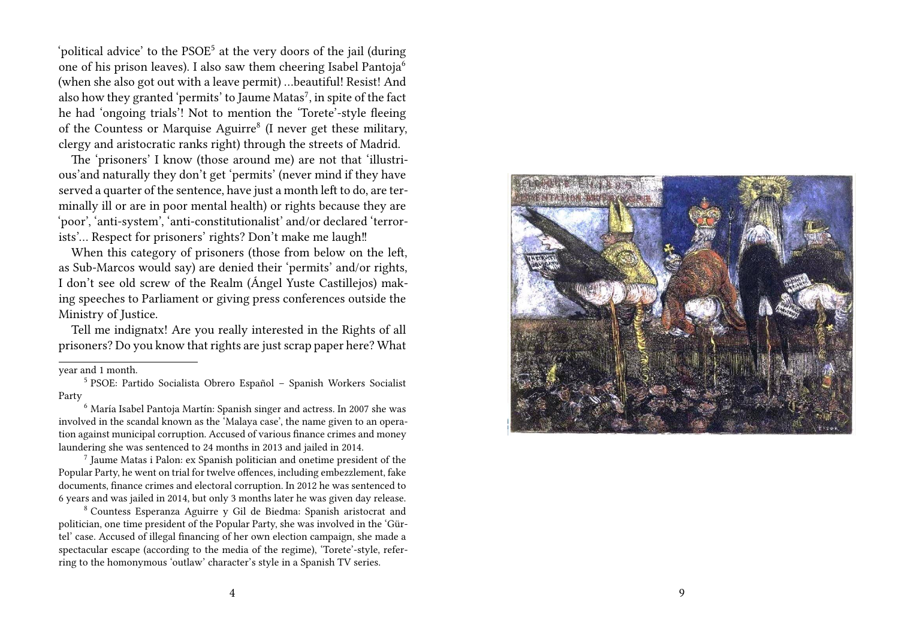'political advice' to the PSOE[5] at the very doors of the jail (during one of his prison leaves). I also saw them cheering Isabel Pantoja[6] (when she also got out with a leave permit) …beautiful! Resist! And also how they granted 'permits' to Jaume Matas[7], in spite of the fact he had 'ongoing trials'! Not to mention the 'Torete'-style fleeing of the Countess or Marquise Aguirre[8] (I never get these military, clergy and aristocratic ranks right) through the streets of Madrid.

The 'prisoners' I know (those around me) are not that 'illustrious'and naturally they don't get 'permits' (never mind if they have served a quarter of the sentence, have just a month left to do, are terminally ill or are in poor mental health) or rights because they are 'poor', 'anti-system', 'anti-constitutionalist' and/or declared 'terrorists'… Respect for prisoners' rights? Don't make me laugh!!

When this category of prisoners (those from below on the left, as Sub-Marcos would say) are denied their 'permits' and/or rights, I don't see old screw of the Realm (Ángel Yuste Castillejos) making speeches to Parliament or giving press conferences outside the Ministry of Justice.

Tell me indignatx! Are you really interested in the Rights of all prisoners? Do you know that rights are just scrap paper here? What

---

year and 1 month.

[5] PSOE: Partido Socialista Obrero Español – Spanish Workers Socialist Party

[6] María Isabel Pantoja Martín: Spanish singer and actress. In 2007 she was involved in the scandal known as the 'Malaya case', the name given to an operation against municipal corruption. Accused of various finance crimes and money laundering she was sentenced to 24 months in 2013 and jailed in 2014.

[7] Jaume Matas i Palon: ex Spanish politician and onetime president of the Popular Party, he went on trial for twelve offences, including embezzlement, fake documents, finance crimes and electoral corruption. In 2012 he was sentenced to 6 years and was jailed in 2014, but only 3 months later he was given day release.

[8] Countess Esperanza Aguirre y Gil de Biedma: Spanish aristocrat and politician, one time president of the Popular Party, she was involved in the 'Gürtel' case. Accused of illegal financing of her own election campaign, she made a spectacular escape (according to the media of the regime), 'Torete'-style, referring to the homonymous 'outlaw' character's style in a Spanish TV series.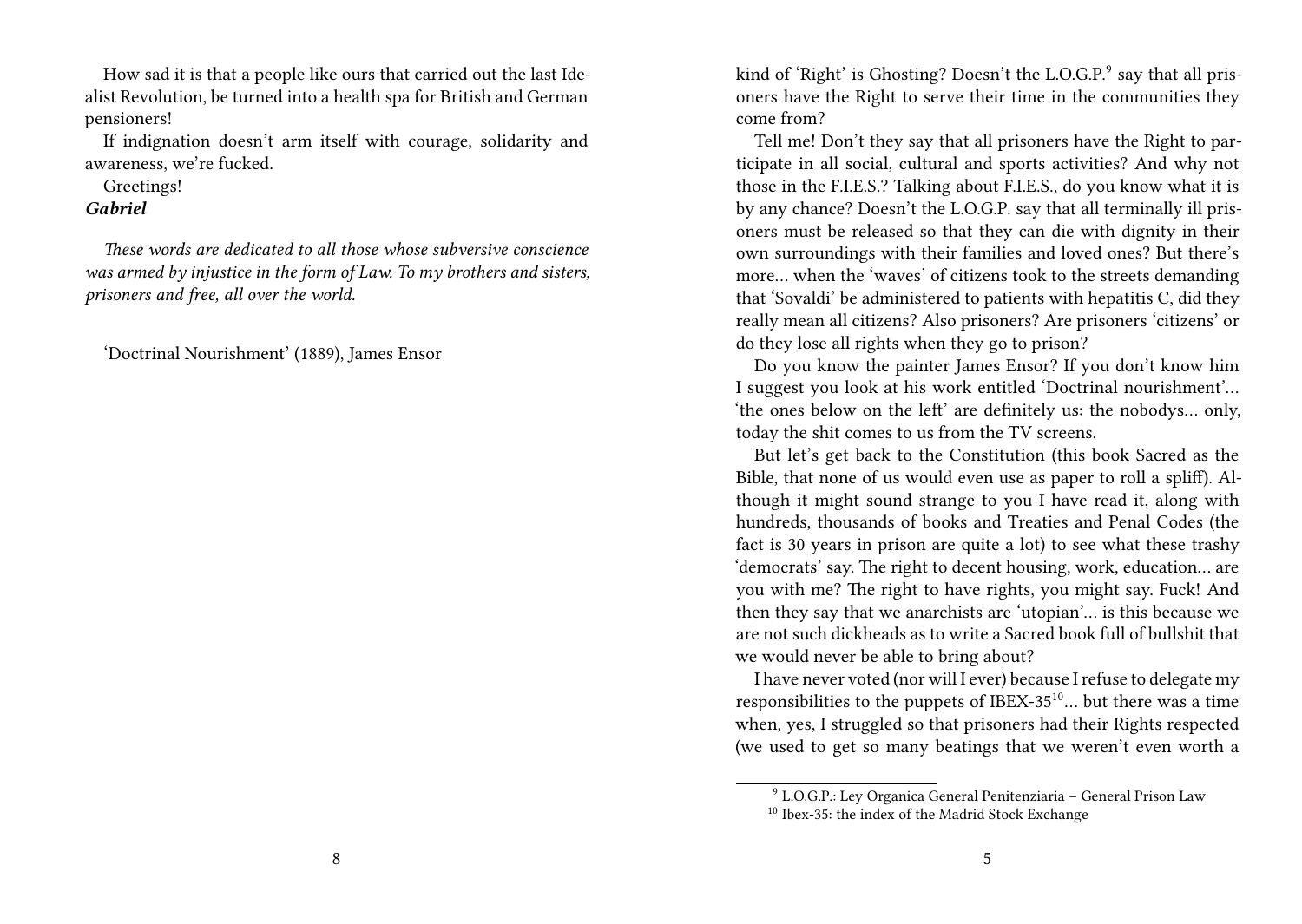How sad it is that a people like ours that carried out the last Idealist Revolution, be turned into a health spa for British and German pensioners!

If indignation doesn't arm itself with courage, solidarity and awareness, we're fucked.

Greetings!

***Gabriel***

*These words are dedicated to all those whose subversive conscience was armed by injustice in the form of Law. To my brothers and sisters, prisoners and free, all over the world.*

'Doctrinal Nourishment' (1889), James Ensor

kind of 'Right' is Ghosting? Doesn't the L.O.G.P.[9] say that all prisoners have the Right to serve their time in the communities they come from?

Tell me! Don't they say that all prisoners have the Right to participate in all social, cultural and sports activities? And why not those in the F.I.E.S.? Talking about F.I.E.S., do you know what it is by any chance? Doesn't the L.O.G.P. say that all terminally ill prisoners must be released so that they can die with dignity in their own surroundings with their families and loved ones? But there's more… when the 'waves' of citizens took to the streets demanding that 'Sovaldi' be administered to patients with hepatitis C, did they really mean all citizens? Also prisoners? Are prisoners 'citizens' or do they lose all rights when they go to prison?

Do you know the painter James Ensor? If you don't know him I suggest you look at his work entitled 'Doctrinal nourishment'… 'the ones below on the left' are definitely us: the nobodys… only, today the shit comes to us from the TV screens.

But let's get back to the Constitution (this book Sacred as the Bible, that none of us would even use as paper to roll a spliff). Although it might sound strange to you I have read it, along with hundreds, thousands of books and Treaties and Penal Codes (the fact is 30 years in prison are quite a lot) to see what these trashy 'democrats' say. The right to decent housing, work, education… are you with me? The right to have rights, you might say. Fuck! And then they say that we anarchists are 'utopian'… is this because we are not such dickheads as to write a Sacred book full of bullshit that we would never be able to bring about?

I have never voted (nor will I ever) because I refuse to delegate my responsibilities to the puppets of IBEX-35[10]… but there was a time when, yes, I struggled so that prisoners had their Rights respected (we used to get so many beatings that we weren't even worth a

[9] L.O.G.P.: Ley Organica General Penitenziaria – General Prison Law

[10] Ibex-35: the index of the Madrid Stock Exchange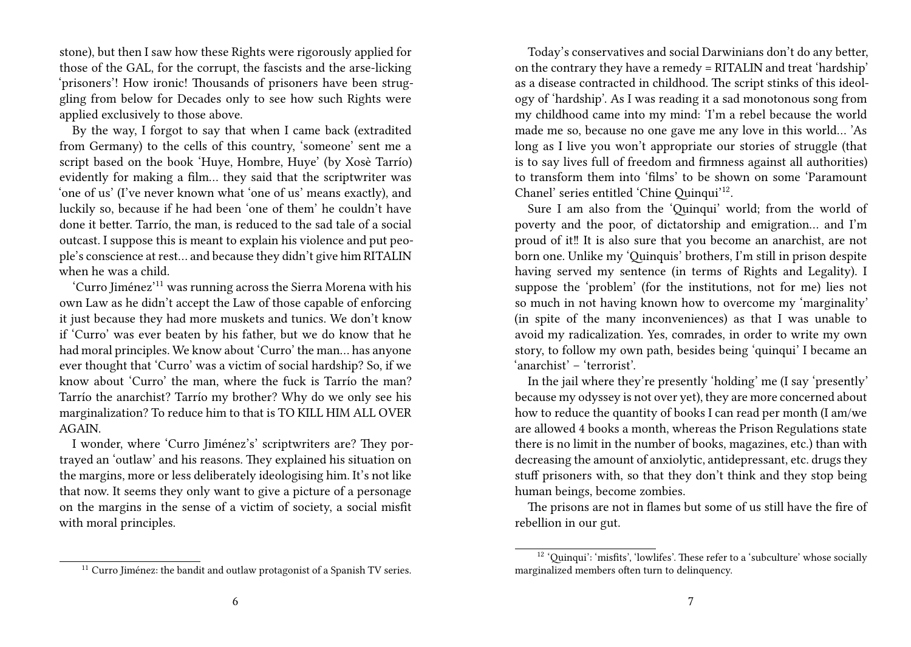stone), but then I saw how these Rights were rigorously applied for those of the GAL, for the corrupt, the fascists and the arse-licking 'prisoners'! How ironic! Thousands of prisoners have been struggling from below for Decades only to see how such Rights were applied exclusively to those above.

By the way, I forgot to say that when I came back (extradited from Germany) to the cells of this country, 'someone' sent me a script based on the book 'Huye, Hombre, Huye' (by Xosè Tarrío) evidently for making a film… they said that the scriptwriter was 'one of us' (I've never known what 'one of us' means exactly), and luckily so, because if he had been 'one of them' he couldn't have done it better. Tarrío, the man, is reduced to the sad tale of a social outcast. I suppose this is meant to explain his violence and put people's conscience at rest… and because they didn't give him RITALIN when he was a child.

'Curro Jiménez'[11] was running across the Sierra Morena with his own Law as he didn't accept the Law of those capable of enforcing it just because they had more muskets and tunics. We don't know if 'Curro' was ever beaten by his father, but we do know that he had moral principles. We know about 'Curro' the man… has anyone ever thought that 'Curro' was a victim of social hardship? So, if we know about 'Curro' the man, where the fuck is Tarrío the man? Tarrío the anarchist? Tarrío my brother? Why do we only see his marginalization? To reduce him to that is TO KILL HIM ALL OVER AGAIN.

I wonder, where 'Curro Jiménez's' scriptwriters are? They portrayed an 'outlaw' and his reasons. They explained his situation on the margins, more or less deliberately ideologising him. It's not like that now. It seems they only want to give a picture of a personage on the margins in the sense of a victim of society, a social misfit with moral principles.

[11] Curro Jiménez: the bandit and outlaw protagonist of a Spanish TV series.

Today's conservatives and social Darwinians don't do any better, on the contrary they have a remedy = RITALIN and treat 'hardship' as a disease contracted in childhood. The script stinks of this ideology of 'hardship'. As I was reading it a sad monotonous song from my childhood came into my mind: 'I'm a rebel because the world made me so, because no one gave me any love in this world… 'As long as I live you won't appropriate our stories of struggle (that is to say lives full of freedom and firmness against all authorities) to transform them into 'films' to be shown on some 'Paramount Chanel' series entitled 'Chine Quinqui'[12].

Sure I am also from the 'Quinqui' world; from the world of poverty and the poor, of dictatorship and emigration… and I'm proud of it!! It is also sure that you become an anarchist, are not born one. Unlike my 'Quinquis' brothers, I'm still in prison despite having served my sentence (in terms of Rights and Legality). I suppose the 'problem' (for the institutions, not for me) lies not so much in not having known how to overcome my 'marginality' (in spite of the many inconveniences) as that I was unable to avoid my radicalization. Yes, comrades, in order to write my own story, to follow my own path, besides being 'quinqui' I became an 'anarchist' – 'terrorist'.

In the jail where they're presently 'holding' me (I say 'presently' because my odyssey is not over yet), they are more concerned about how to reduce the quantity of books I can read per month (I am/we are allowed 4 books a month, whereas the Prison Regulations state there is no limit in the number of books, magazines, etc.) than with decreasing the amount of anxiolytic, antidepressant, etc. drugs they stuff prisoners with, so that they don't think and they stop being human beings, become zombies.

The prisons are not in flames but some of us still have the fire of rebellion in our gut.

[12] 'Quinqui': 'misfits', 'lowlifes'. These refer to a 'subculture' whose socially marginalized members often turn to delinquency.